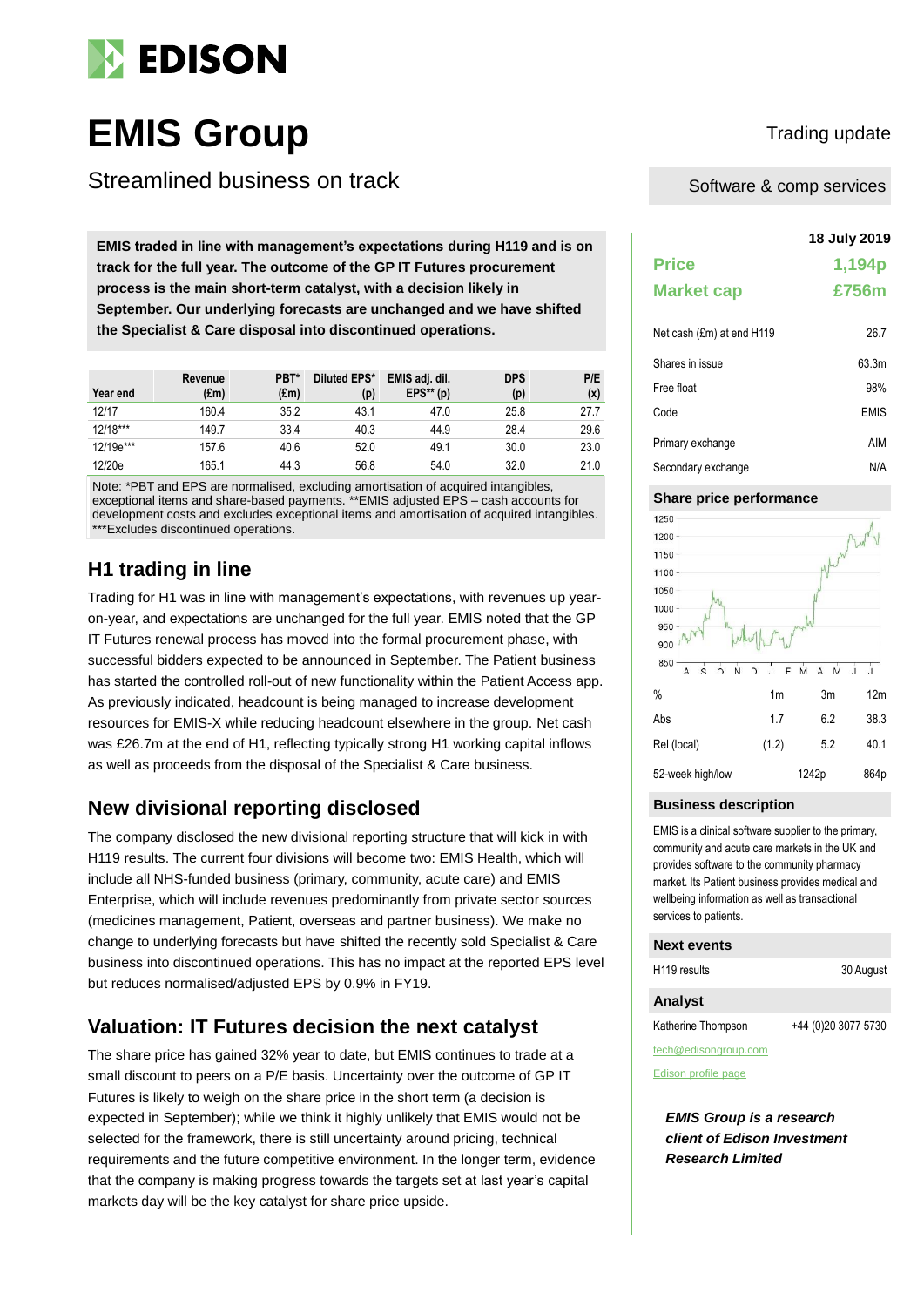# EMIS Group

## Streamlined business on track

Trading update

Software & comp services

**EMIS traded in line with management's expectations during H119 and is on track for the full year. The outcome of the GP IT Futures procurement process is the main short-term catalyst, with a decision likely in September. Our underlying forecasts are unchanged and we have shifted the Specialist & Care disposal into discontinued operations.**

| Year end | Revenue (£m) | PBT* (£m) | Diluted EPS* (p) | EMIS adj. dil. EPS** (p) | DPS (p) | P/E (x) |
|---|---|---|---|---|---|---|
| 12/17 | 160.4 | 35.2 | 43.1 | 47.0 | 25.8 | 27.7 |
| 12/18*** | 149.7 | 33.4 | 40.3 | 44.9 | 28.4 | 29.6 |
| 12/19e*** | 157.6 | 40.6 | 52.0 | 49.1 | 30.0 | 23.0 |
| 12/20e | 165.1 | 44.3 | 56.8 | 54.0 | 32.0 | 21.0 |

Note: *PBT and EPS are normalised, excluding amortisation of acquired intangibles, exceptional items and share-based payments. **EMIS adjusted EPS – cash accounts for development costs and excludes exceptional items and amortisation of acquired intangibles. ***Excludes discontinued operations.

## H1 trading in line

Trading for H1 was in line with management's expectations, with revenues up year-on-year, and expectations are unchanged for the full year. EMIS noted that the GP IT Futures renewal process has moved into the formal procurement phase, with successful bidders expected to be announced in September. The Patient business has started the controlled roll-out of new functionality within the Patient Access app. As previously indicated, headcount is being managed to increase development resources for EMIS-X while reducing headcount elsewhere in the group. Net cash was £26.7m at the end of H1, reflecting typically strong H1 working capital inflows as well as proceeds from the disposal of the Specialist & Care business.

## New divisional reporting disclosed

The company disclosed the new divisional reporting structure that will kick in with H119 results. The current four divisions will become two: EMIS Health, which will include all NHS-funded business (primary, community, acute care) and EMIS Enterprise, which will include revenues predominantly from private sector sources (medicines management, Patient, overseas and partner business). We make no change to underlying forecasts but have shifted the recently sold Specialist & Care business into discontinued operations. This has no impact at the reported EPS level but reduces normalised/adjusted EPS by 0.9% in FY19.

## Valuation: IT Futures decision the next catalyst

The share price has gained 32% year to date, but EMIS continues to trade at a small discount to peers on a P/E basis. Uncertainty over the outcome of GP IT Futures is likely to weigh on the share price in the short term (a decision is expected in September); while we think it highly unlikely that EMIS would not be selected for the framework, there is still uncertainty around pricing, technical requirements and the future competitive environment. In the longer term, evidence that the company is making progress towards the targets set at last year's capital markets day will be the key catalyst for share price upside.

**18 July 2019**

| | |
|---|---|
| **Price** | **1,194p** |
| **Market cap** | **£756m** |

| | |
|---|---|
| Net cash (£m) at end H119 | 26.7 |
| Shares in issue | 63.3m |
| Free float | 98% |
| Code | EMIS |
| Primary exchange | AIM |
| Secondary exchange | N/A |

### Share price performance

| % | 1m | 3m | 12m |
|---|---|---|---|
| Abs | 1.7 | 6.2 | 38.3 |
| Rel (local) | (1.2) | 5.2 | 40.1 |
| 52-week high/low | | 1242p | 864p |

### Business description

EMIS is a clinical software supplier to the primary, community and acute care markets in the UK and provides software to the community pharmacy market. Its Patient business provides medical and wellbeing information as well as transactional services to patients.

### Next events

| | |
|---|---|
| H119 results | 30 August |

### Analyst

Katherine Thompson +44 (0)20 3077 5730

tech@edisongroup.com

Edison profile page

***EMIS Group is a research client of Edison Investment Research Limited***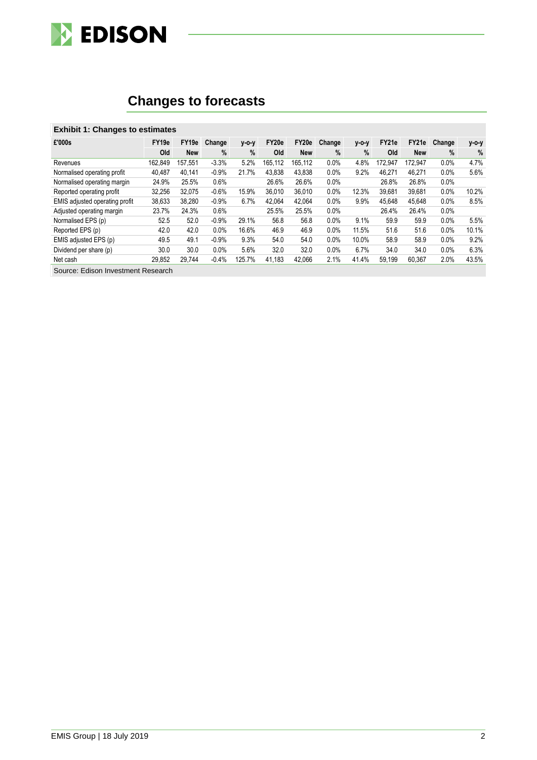## Changes to forecasts

**Exhibit 1: Changes to estimates**

| £'000s | FY19e | FY19e | Change | y-o-y | FY20e | FY20e | Change | y-o-y | FY21e | FY21e | Change | y-o-y |
|---|---|---|---|---|---|---|---|---|---|---|---|---|
| | Old | New | % | % | Old | New | % | % | Old | New | % | % |
| Revenues | 162,849 | 157,551 | -3.3% | 5.2% | 165,112 | 165,112 | 0.0% | 4.8% | 172,947 | 172,947 | 0.0% | 4.7% |
| Normalised operating profit | 40,487 | 40,141 | -0.9% | 21.7% | 43,838 | 43,838 | 0.0% | 9.2% | 46,271 | 46,271 | 0.0% | 5.6% |
| Normalised operating margin | 24.9% | 25.5% | 0.6% | | 26.6% | 26.6% | 0.0% | | 26.8% | 26.8% | 0.0% | |
| Reported operating profit | 32,256 | 32,075 | -0.6% | 15.9% | 36,010 | 36,010 | 0.0% | 12.3% | 39,681 | 39,681 | 0.0% | 10.2% |
| EMIS adjusted operating profit | 38,633 | 38,280 | -0.9% | 6.7% | 42,064 | 42,064 | 0.0% | 9.9% | 45,648 | 45,648 | 0.0% | 8.5% |
| Adjusted operating margin | 23.7% | 24.3% | 0.6% | | 25.5% | 25.5% | 0.0% | | 26.4% | 26.4% | 0.0% | |
| Normalised EPS (p) | 52.5 | 52.0 | -0.9% | 29.1% | 56.8 | 56.8 | 0.0% | 9.1% | 59.9 | 59.9 | 0.0% | 5.5% |
| Reported EPS (p) | 42.0 | 42.0 | 0.0% | 16.6% | 46.9 | 46.9 | 0.0% | 11.5% | 51.6 | 51.6 | 0.0% | 10.1% |
| EMIS adjusted EPS (p) | 49.5 | 49.1 | -0.9% | 9.3% | 54.0 | 54.0 | 0.0% | 10.0% | 58.9 | 58.9 | 0.0% | 9.2% |
| Dividend per share (p) | 30.0 | 30.0 | 0.0% | 5.6% | 32.0 | 32.0 | 0.0% | 6.7% | 34.0 | 34.0 | 0.0% | 6.3% |
| Net cash | 29,852 | 29,744 | -0.4% | 125.7% | 41,183 | 42,066 | 2.1% | 41.4% | 59,199 | 60,367 | 2.0% | 43.5% |

Source: Edison Investment Research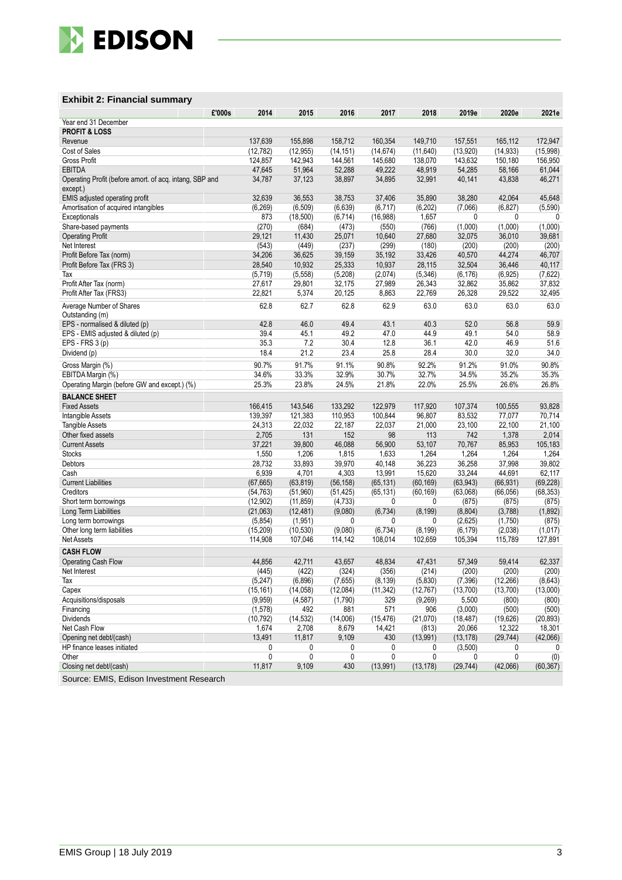### Exhibit 2: Financial summary

| £'000s | 2014 | 2015 | 2016 | 2017 | 2018 | 2019e | 2020e | 2021e |
|---|---|---|---|---|---|---|---|---|
| Year end 31 December | | | | | | | | |
| **PROFIT & LOSS** | | | | | | | | |
| Revenue | 137,639 | 155,898 | 158,712 | 160,354 | 149,710 | 157,551 | 165,112 | 172,947 |
| Cost of Sales | (12,782) | (12,955) | (14,151) | (14,674) | (11,640) | (13,920) | (14,933) | (15,998) |
| Gross Profit | 124,857 | 142,943 | 144,561 | 145,680 | 138,070 | 143,632 | 150,180 | 156,950 |
| EBITDA | 47,645 | 51,964 | 52,288 | 49,222 | 48,919 | 54,285 | 58,166 | 61,044 |
| Operating Profit (before amort. of acq. intang, SBP and except.) | 34,787 | 37,123 | 38,897 | 34,895 | 32,991 | 40,141 | 43,838 | 46,271 |
| EMIS adjusted operating profit | 32,639 | 36,553 | 38,753 | 37,406 | 35,890 | 38,280 | 42,064 | 45,648 |
| Amortisation of acquired intangibles | (6,269) | (6,509) | (6,639) | (6,717) | (6,202) | (7,066) | (6,827) | (5,590) |
| Exceptionals | 873 | (18,500) | (6,714) | (16,988) | 1,657 | 0 | 0 | 0 |
| Share-based payments | (270) | (684) | (473) | (550) | (766) | (1,000) | (1,000) | (1,000) |
| Operating Profit | 29,121 | 11,430 | 25,071 | 10,640 | 27,680 | 32,075 | 36,010 | 39,681 |
| Net Interest | (543) | (449) | (237) | (299) | (180) | (200) | (200) | (200) |
| Profit Before Tax (norm) | 34,206 | 36,625 | 39,159 | 35,192 | 33,426 | 40,570 | 44,274 | 46,707 |
| Profit Before Tax (FRS 3) | 28,540 | 10,932 | 25,333 | 10,937 | 28,115 | 32,504 | 36,446 | 40,117 |
| Tax | (5,719) | (5,558) | (5,208) | (2,074) | (5,346) | (6,176) | (6,925) | (7,622) |
| Profit After Tax (norm) | 27,617 | 29,801 | 32,175 | 27,989 | 26,343 | 32,862 | 35,862 | 37,832 |
| Profit After Tax (FRS3) | 22,821 | 5,374 | 20,125 | 8,863 | 22,769 | 26,328 | 29,522 | 32,495 |
| Average Number of Shares Outstanding (m) | 62.8 | 62.7 | 62.8 | 62.9 | 63.0 | 63.0 | 63.0 | 63.0 |
| EPS - normalised & diluted (p) | 42.8 | 46.0 | 49.4 | 43.1 | 40.3 | 52.0 | 56.8 | 59.9 |
| EPS - EMIS adjusted & diluted (p) | 39.4 | 45.1 | 49.2 | 47.0 | 44.9 | 49.1 | 54.0 | 58.9 |
| EPS - FRS 3 (p) | 35.3 | 7.2 | 30.4 | 12.8 | 36.1 | 42.0 | 46.9 | 51.6 |
| Dividend (p) | 18.4 | 21.2 | 23.4 | 25.8 | 28.4 | 30.0 | 32.0 | 34.0 |
| Gross Margin (%) | 90.7% | 91.7% | 91.1% | 90.8% | 92.2% | 91.2% | 91.0% | 90.8% |
| EBITDA Margin (%) | 34.6% | 33.3% | 32.9% | 30.7% | 32.7% | 34.5% | 35.2% | 35.3% |
| Operating Margin (before GW and except.) (%) | 25.3% | 23.8% | 24.5% | 21.8% | 22.0% | 25.5% | 26.6% | 26.8% |
| **BALANCE SHEET** | | | | | | | | |
| Fixed Assets | 166,415 | 143,546 | 133,292 | 122,979 | 117,920 | 107,374 | 100,555 | 93,828 |
| Intangible Assets | 139,397 | 121,383 | 110,953 | 100,844 | 96,807 | 83,532 | 77,077 | 70,714 |
| Tangible Assets | 24,313 | 22,032 | 22,187 | 22,037 | 21,000 | 23,100 | 22,100 | 21,100 |
| Other fixed assets | 2,705 | 131 | 152 | 98 | 113 | 742 | 1,378 | 2,014 |
| Current Assets | 37,221 | 39,800 | 46,088 | 56,900 | 53,107 | 70,767 | 85,953 | 105,183 |
| Stocks | 1,550 | 1,206 | 1,815 | 1,633 | 1,264 | 1,264 | 1,264 | 1,264 |
| Debtors | 28,732 | 33,893 | 39,970 | 40,148 | 36,223 | 36,258 | 37,998 | 39,802 |
| Cash | 6,939 | 4,701 | 4,303 | 13,991 | 15,620 | 33,244 | 44,691 | 62,117 |
| Current Liabilities | (67,665) | (63,819) | (56,158) | (65,131) | (60,169) | (63,943) | (66,931) | (69,228) |
| Creditors | (54,763) | (51,960) | (51,425) | (65,131) | (60,169) | (63,068) | (66,056) | (68,353) |
| Short term borrowings | (12,902) | (11,859) | (4,733) | 0 | 0 | (875) | (875) | (875) |
| Long Term Liabilities | (21,063) | (12,481) | (9,080) | (6,734) | (8,199) | (8,804) | (3,788) | (1,892) |
| Long term borrowings | (5,854) | (1,951) | 0 | 0 | 0 | (2,625) | (1,750) | (875) |
| Other long term liabilities | (15,209) | (10,530) | (9,080) | (6,734) | (8,199) | (6,179) | (2,038) | (1,017) |
| Net Assets | 114,908 | 107,046 | 114,142 | 108,014 | 102,659 | 105,394 | 115,789 | 127,891 |
| **CASH FLOW** | | | | | | | | |
| Operating Cash Flow | 44,856 | 42,711 | 43,657 | 48,834 | 47,431 | 57,349 | 59,414 | 62,337 |
| Net Interest | (445) | (422) | (324) | (356) | (214) | (200) | (200) | (200) |
| Tax | (5,247) | (6,896) | (7,655) | (8,139) | (5,830) | (7,396) | (12,266) | (8,643) |
| Capex | (15,161) | (14,058) | (12,084) | (11,342) | (12,767) | (13,700) | (13,700) | (13,000) |
| Acquisitions/disposals | (9,959) | (4,587) | (1,790) | 329 | (9,269) | 5,500 | (800) | (800) |
| Financing | (1,578) | 492 | 881 | 571 | 906 | (3,000) | (500) | (500) |
| Dividends | (10,792) | (14,532) | (14,006) | (15,476) | (21,070) | (18,487) | (19,626) | (20,893) |
| Net Cash Flow | 1,674 | 2,708 | 8,679 | 14,421 | (813) | 20,066 | 12,322 | 18,301 |
| Opening net debt/(cash) | 13,491 | 11,817 | 9,109 | 430 | (13,991) | (13,178) | (29,744) | (42,066) |
| HP finance leases initiated | 0 | 0 | 0 | 0 | 0 | (3,500) | 0 | 0 |
| Other | 0 | 0 | 0 | 0 | 0 | 0 | 0 | (0) |
| Closing net debt/(cash) | 11,817 | 9,109 | 430 | (13,991) | (13,178) | (29,744) | (42,066) | (60,367) |

Source: EMIS, Edison Investment Research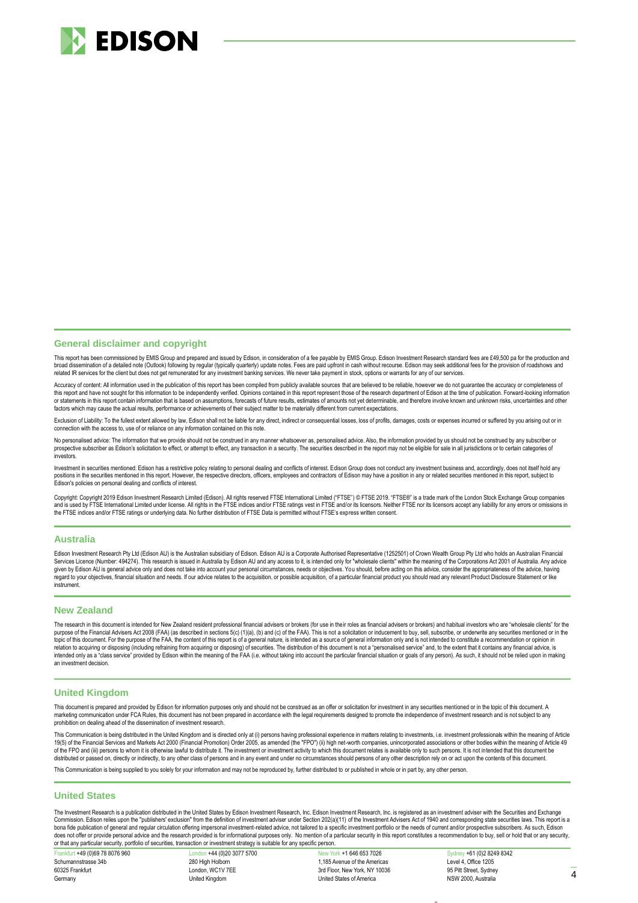## General disclaimer and copyright

This report has been commissioned by EMIS Group and prepared and issued by Edison, in consideration of a fee payable by EMIS Group. Edison Investment Research standard fees are £49,500 pa for the production and broad dissemination of a detailed note (Outlook) following by regular (typically quarterly) update notes. Fees are paid upfront in cash without recourse. Edison may seek additional fees for the provision of roadshows and related IR services for the client but does not get remunerated for any investment banking services. We never take payment in stock, options or warrants for any of our services.

Accuracy of content: All information used in the publication of this report has been compiled from publicly available sources that are believed to be reliable, however we do not guarantee the accuracy or completeness of this report and have not sought for this information to be independently verified. Opinions contained in this report represent those of the research department of Edison at the time of publication. Forward-looking information or statements in this report contain information that is based on assumptions, forecasts of future results, estimates of amounts not yet determinable, and therefore involve known and unknown risks, uncertainties and other factors which may cause the actual results, performance or achievements of their subject matter to be materially different from current expectations.

Exclusion of Liability: To the fullest extent allowed by law, Edison shall not be liable for any direct, indirect or consequential losses, loss of profits, damages, costs or expenses incurred or suffered by you arising out or in connection with the access to, use of or reliance on any information contained on this note.

No personalised advice: The information that we provide should not be construed in any manner whatsoever as, personalised advice. Also, the information provided by us should not be construed by any subscriber or prospective subscriber as Edison's solicitation to effect, or attempt to effect, any transaction in a security. The securities described in the report may not be eligible for sale in all jurisdictions or to certain categories of investors.

Investment in securities mentioned: Edison has a restrictive policy relating to personal dealing and conflicts of interest. Edison Group does not conduct any investment business and, accordingly, does not itself hold any positions in the securities mentioned in this report. However, the respective directors, officers, employees and contractors of Edison may have a position in any or related securities mentioned in this report, subject to Edison's policies on personal dealing and conflicts of interest.

Copyright: Copyright 2019 Edison Investment Research Limited (Edison). All rights reserved FTSE International Limited ("FTSE") © FTSE 2019. "FTSE®" is a trade mark of the London Stock Exchange Group companies and is used by FTSE International Limited under license. All rights in the FTSE indices and/or FTSE ratings vest in FTSE and/or its licensors. Neither FTSE nor its licensors accept any liability for any errors or omissions in the FTSE indices and/or FTSE ratings or underlying data. No further distribution of FTSE Data is permitted without FTSE's express written consent.

## Australia

Edison Investment Research Pty Ltd (Edison AU) is the Australian subsidiary of Edison. Edison AU is a Corporate Authorised Representative (1252501) of Crown Wealth Group Pty Ltd who holds an Australian Financial Services Licence (Number: 494274). This research is issued in Australia by Edison AU and any access to it, is intended only for "wholesale clients" within the meaning of the Corporations Act 2001 of Australia. Any advice given by Edison AU is general advice only and does not take into account your personal circumstances, needs or objectives. You should, before acting on this advice, consider the appropriateness of the advice, having regard to your objectives, financial situation and needs. If our advice relates to the acquisition, or possible acquisition, of a particular financial product you should read any relevant Product Disclosure Statement or like instrument.

## New Zealand

The research in this document is intended for New Zealand resident professional financial advisers or brokers (for use in their roles as financial advisers or brokers) and habitual investors who are "wholesale clients" for the purpose of the Financial Advisers Act 2008 (FAA) (as described in sections 5(c) (1)(a), (b) and (c) of the FAA). This is not a solicitation or inducement to buy, sell, subscribe, or underwrite any securities mentioned or in the topic of this document. For the purpose of the FAA, the content of this report is of a general nature, is intended as a source of general information only and is not intended to constitute a recommendation or opinion in relation to acquiring or disposing (including refraining from acquiring or disposing) of securities. The distribution of this document is not a "personalised service" and, to the extent that it contains any financial advice, is intended only as a "class service" provided by Edison within the meaning of the FAA (i.e. without taking into account the particular financial situation or goals of any person). As such, it should not be relied upon in making an investment decision.

## United Kingdom

This document is prepared and provided by Edison for information purposes only and should not be construed as an offer or solicitation for investment in any securities mentioned or in the topic of this document. A marketing communication under FCA Rules, this document has not been prepared in accordance with the legal requirements designed to promote the independence of investment research and is not subject to any prohibition on dealing ahead of the dissemination of investment research.

This Communication is being distributed in the United Kingdom and is directed only at (i) persons having professional experience in matters relating to investments, i.e. investment professionals within the meaning of Article 19(5) of the Financial Services and Markets Act 2000 (Financial Promotion) Order 2005, as amended (the "FPO") (ii) high net-worth companies, unincorporated associations or other bodies within the meaning of Article 49 of the FPO and (iii) persons to whom it is otherwise lawful to distribute it. The investment or investment activity to which this document relates is available only to such persons. It is not intended that this document be distributed or passed on, directly or indirectly, to any other class of persons and in any event and under no circumstances should persons of any other description rely on or act upon the contents of this document.

This Communication is being supplied to you solely for your information and may not be reproduced by, further distributed to or published in whole or in part by, any other person.

## United States

The Investment Research is a publication distributed in the United States by Edison Investment Research, Inc. Edison Investment Research, Inc. is registered as an investment adviser with the Securities and Exchange Commission. Edison relies upon the "publishers' exclusion" from the definition of investment adviser under Section 202(a)(11) of the Investment Advisers Act of 1940 and corresponding state securities laws. This report is a bona fide publication of general and regular circulation offering impersonal investment-related advice, not tailored to a specific investment portfolio or the needs of current and/or prospective subscribers. As such, Edison does not offer or provide personal advice and the research provided is for informational purposes only. No mention of a particular security in this report constitutes a recommendation to buy, sell or hold that or any security, or that any particular security, portfolio of securities, transaction or investment strategy is suitable for any specific person.

Frankfurt +49 (0)69 78 8076 960
Schumannstrasse 34b
60325 Frankfurt
Germany

London +44 (0)20 3077 5700
280 High Holborn
London, WC1V 7EE
United Kingdom

New York +1 646 653 7026
1,185 Avenue of the Americas
3rd Floor, New York, NY 10036
United States of America

Sydney +61 (0)2 8249 8342
Level 4, Office 1205
95 Pitt Street, Sydney
NSW 2000, Australia